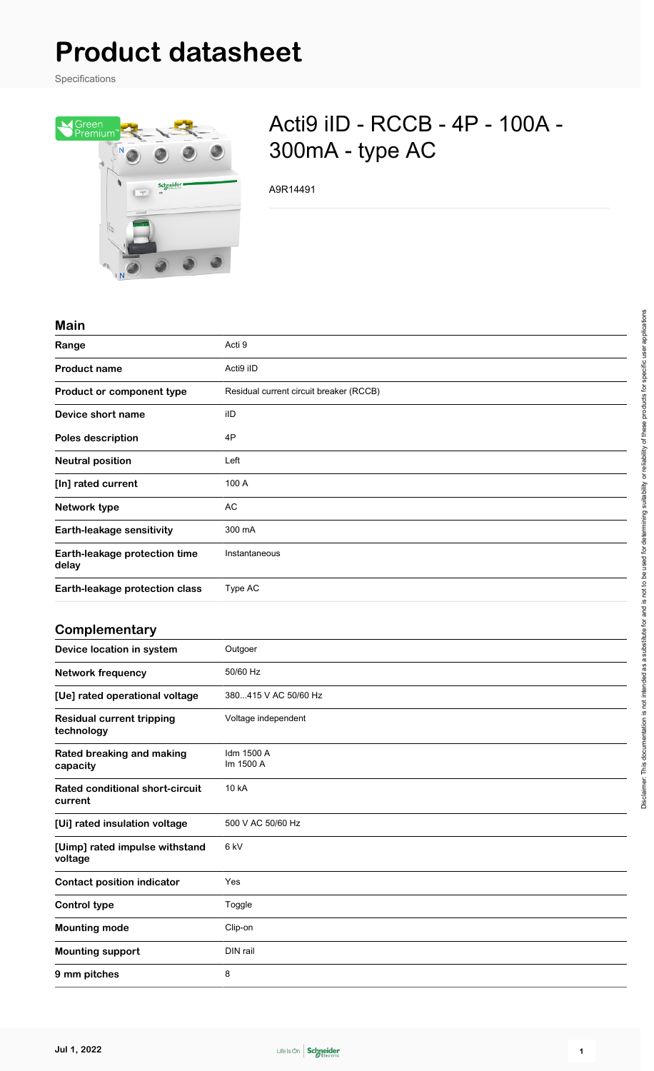# Product datasheet

Specifications

## Acti9 iID - RCCB - 4P - 100A - 300mA - type AC

A9R14491

### Main

| | |
|---|---|
| **Range** | Acti 9 |
| **Product name** | Acti9 iID |
| **Product or component type** | Residual current circuit breaker (RCCB) |
| **Device short name** | iID |
| **Poles description** | 4P |
| **Neutral position** | Left |
| **[In] rated current** | 100 A |
| **Network type** | AC |
| **Earth-leakage sensitivity** | 300 mA |
| **Earth-leakage protection time delay** | Instantaneous |
| **Earth-leakage protection class** | Type AC |

### Complementary

| | |
|---|---|
| **Device location in system** | Outgoer |
| **Network frequency** | 50/60 Hz |
| **[Ue] rated operational voltage** | 380...415 V AC 50/60 Hz |
| **Residual current tripping technology** | Voltage independent |
| **Rated breaking and making capacity** | Idm 1500 A<br>Im 1500 A |
| **Rated conditional short-circuit current** | 10 kA |
| **[Ui] rated insulation voltage** | 500 V AC 50/60 Hz |
| **[Uimp] rated impulse withstand voltage** | 6 kV |
| **Contact position indicator** | Yes |
| **Control type** | Toggle |
| **Mounting mode** | Clip-on |
| **Mounting support** | DIN rail |
| **9 mm pitches** | 8 |

Disclaimer: This documentation is not intended as a substitute for and is not to be used for determining suitability or reliability of these products for specific user applications

Jul 1, 2022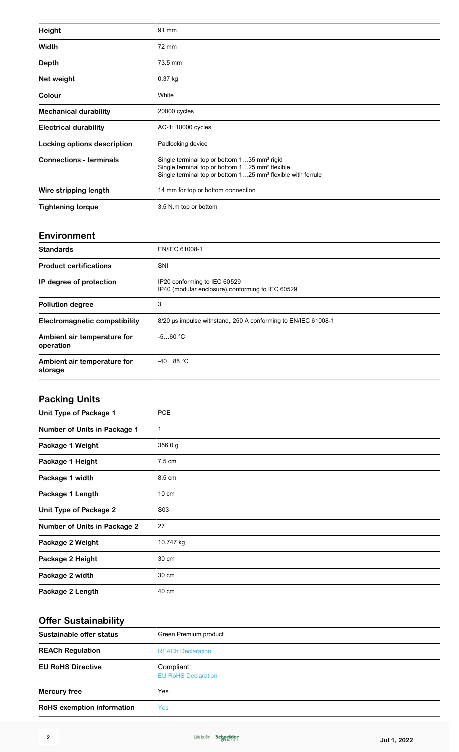| | |
|---|---|
| **Height** | 91 mm |
| **Width** | 72 mm |
| **Depth** | 73.5 mm |
| **Net weight** | 0.37 kg |
| **Colour** | White |
| **Mechanical durability** | 20000 cycles |
| **Electrical durability** | AC-1: 10000 cycles |
| **Locking options description** | Padlocking device |
| **Connections - terminals** | Single terminal top or bottom 1…35 mm² rigid<br>Single terminal top or bottom 1…25 mm² flexible<br>Single terminal top or bottom 1…25 mm² flexible with ferrule |
| **Wire stripping length** | 14 mm for top or bottom connection |
| **Tightening torque** | 3.5 N.m top or bottom |

## Environment

| | |
|---|---|
| **Standards** | EN/IEC 61008-1 |
| **Product certifications** | SNI |
| **IP degree of protection** | IP20 conforming to IEC 60529<br>IP40 (modular enclosure) conforming to IEC 60529 |
| **Pollution degree** | 3 |
| **Electromagnetic compatibility** | 8/20 µs impulse withstand, 250 A conforming to EN/IEC 61008-1 |
| **Ambient air temperature for operation** | -5…60 °C |
| **Ambient air temperature for storage** | -40…85 °C |

## Packing Units

| | |
|---|---|
| **Unit Type of Package 1** | PCE |
| **Number of Units in Package 1** | 1 |
| **Package 1 Weight** | 356.0 g |
| **Package 1 Height** | 7.5 cm |
| **Package 1 width** | 8.5 cm |
| **Package 1 Length** | 10 cm |
| **Unit Type of Package 2** | S03 |
| **Number of Units in Package 2** | 27 |
| **Package 2 Weight** | 10.747 kg |
| **Package 2 Height** | 30 cm |
| **Package 2 width** | 30 cm |
| **Package 2 Length** | 40 cm |

## Offer Sustainability

| | |
|---|---|
| **Sustainable offer status** | Green Premium product |
| **REACh Regulation** | REACh Declaration |
| **EU RoHS Directive** | Compliant<br>EU RoHS Declaration |
| **Mercury free** | Yes |
| **RoHS exemption information** | Yes |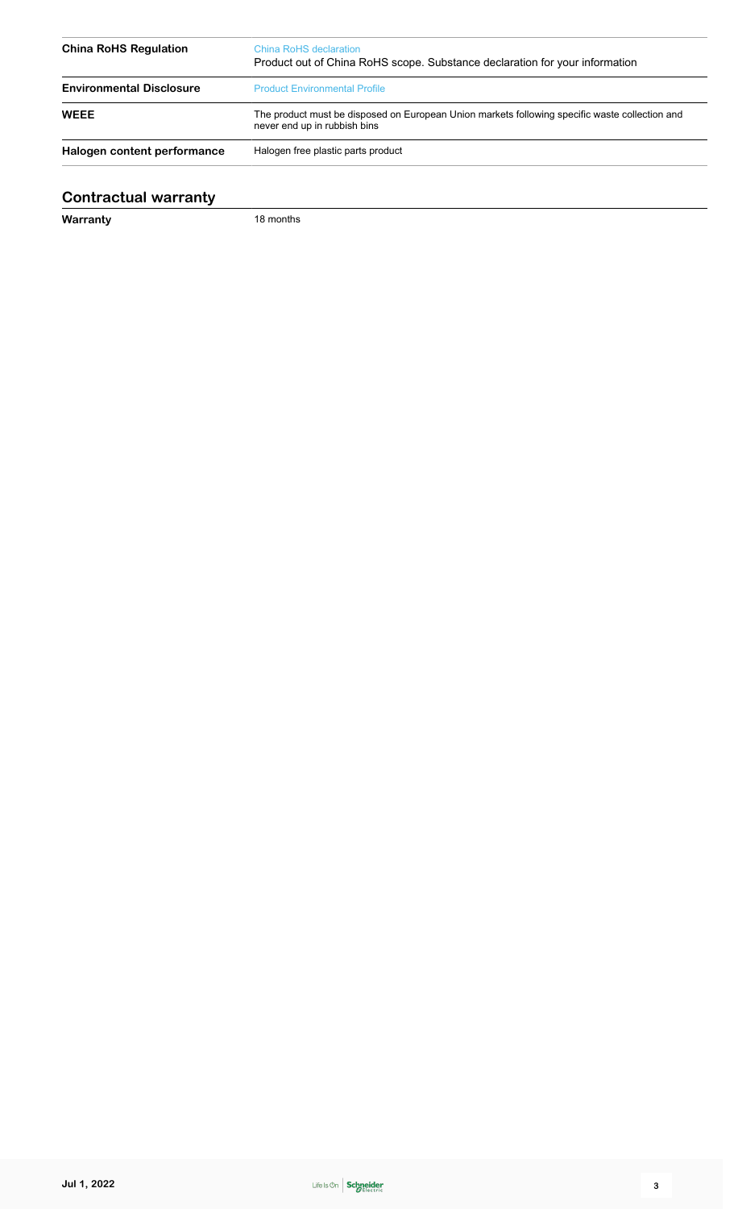| | |
|---|---|
| **China RoHS Regulation** | China RoHS declaration<br>Product out of China RoHS scope. Substance declaration for your information |
| **Environmental Disclosure** | Product Environmental Profile |
| **WEEE** | The product must be disposed on European Union markets following specific waste collection and never end up in rubbish bins |
| **Halogen content performance** | Halogen free plastic parts product |

## Contractual warranty

| | |
|---|---|
| **Warranty** | 18 months |